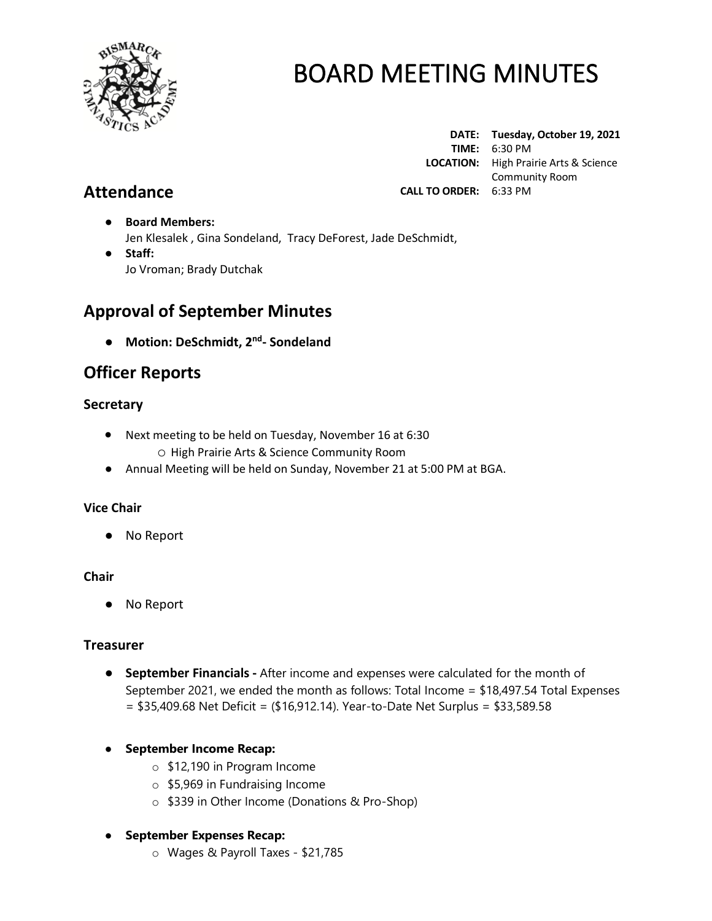# BOARD MEETING MINUTES

**DATE:** **Tuesday, October 19, 2021**
**TIME:** 6:30 PM
**LOCATION:** High Prairie Arts & Science Community Room
**CALL TO ORDER:** 6:33 PM

## Attendance

- **Board Members:**
  Jen Klesalek , Gina Sondeland, Tracy DeForest, Jade DeSchmidt,
- **Staff:**
  Jo Vroman; Brady Dutchak

## Approval of September Minutes

- **Motion: DeSchmidt, 2nd- Sondeland**

## Officer Reports

### Secretary

- Next meeting to be held on Tuesday, November 16 at 6:30
  - High Prairie Arts & Science Community Room
- Annual Meeting will be held on Sunday, November 21 at 5:00 PM at BGA.

#### Vice Chair

- No Report

#### Chair

- No Report

### Treasurer

- **September Financials -** After income and expenses were calculated for the month of September 2021, we ended the month as follows: Total Income = $18,497.54 Total Expenses = $35,409.68 Net Deficit = ($16,912.14). Year-to-Date Net Surplus = $33,589.58

- **September Income Recap:**
  - $12,190 in Program Income
  - $5,969 in Fundraising Income
  - $339 in Other Income (Donations & Pro-Shop)

- **September Expenses Recap:**
  - Wages & Payroll Taxes - $21,785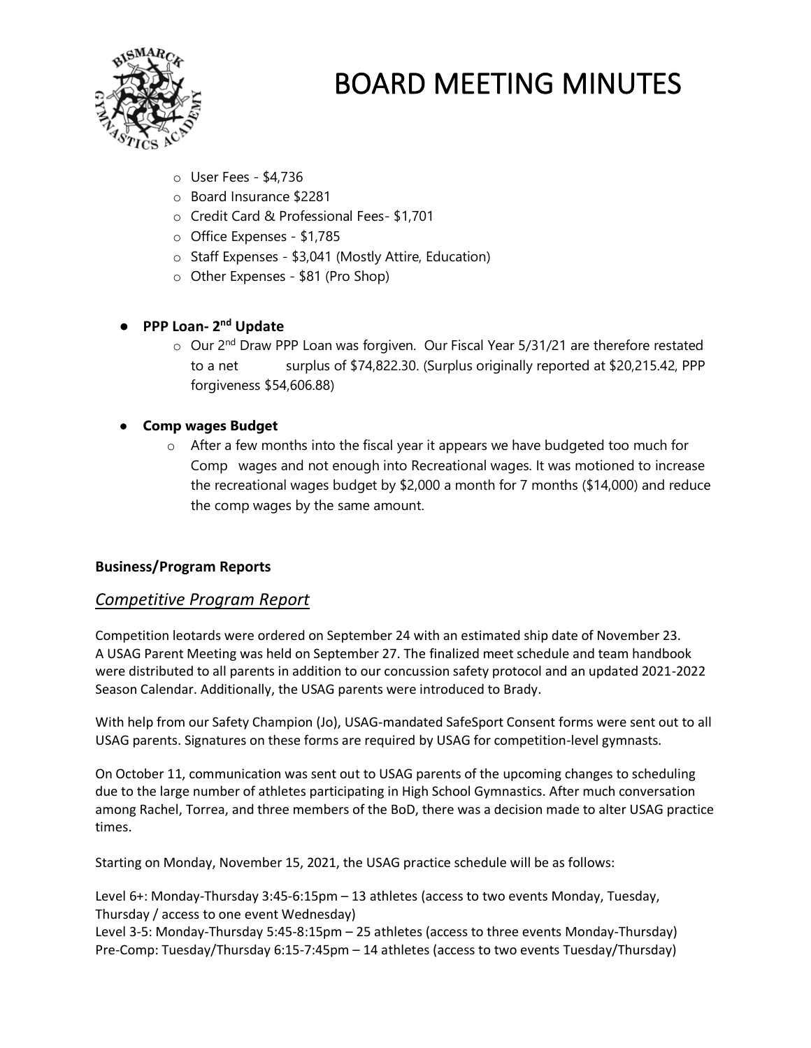- User Fees - $4,736
- Board Insurance $2281
- Credit Card & Professional Fees- $1,701
- Office Expenses - $1,785
- Staff Expenses - $3,041 (Mostly Attire, Education)
- Other Expenses - $81 (Pro Shop)

- **PPP Loan- 2nd Update**
  - Our 2nd Draw PPP Loan was forgiven. Our Fiscal Year 5/31/21 are therefore restated to a net surplus of $74,822.30. (Surplus originally reported at $20,215.42, PPP forgiveness $54,606.88)

- **Comp wages Budget**
  - After a few months into the fiscal year it appears we have budgeted too much for Comp wages and not enough into Recreational wages. It was motioned to increase the recreational wages budget by $2,000 a month for 7 months ($14,000) and reduce the comp wages by the same amount.

**Business/Program Reports**

## *Competitive Program Report*

Competition leotards were ordered on September 24 with an estimated ship date of November 23. A USAG Parent Meeting was held on September 27. The finalized meet schedule and team handbook were distributed to all parents in addition to our concussion safety protocol and an updated 2021-2022 Season Calendar. Additionally, the USAG parents were introduced to Brady.

With help from our Safety Champion (Jo), USAG-mandated SafeSport Consent forms were sent out to all USAG parents. Signatures on these forms are required by USAG for competition-level gymnasts.

On October 11, communication was sent out to USAG parents of the upcoming changes to scheduling due to the large number of athletes participating in High School Gymnastics. After much conversation among Rachel, Torrea, and three members of the BoD, there was a decision made to alter USAG practice times.

Starting on Monday, November 15, 2021, the USAG practice schedule will be as follows:

Level 6+: Monday-Thursday 3:45-6:15pm – 13 athletes (access to two events Monday, Tuesday, Thursday / access to one event Wednesday)
Level 3-5: Monday-Thursday 5:45-8:15pm – 25 athletes (access to three events Monday-Thursday)
Pre-Comp: Tuesday/Thursday 6:15-7:45pm – 14 athletes (access to two events Tuesday/Thursday)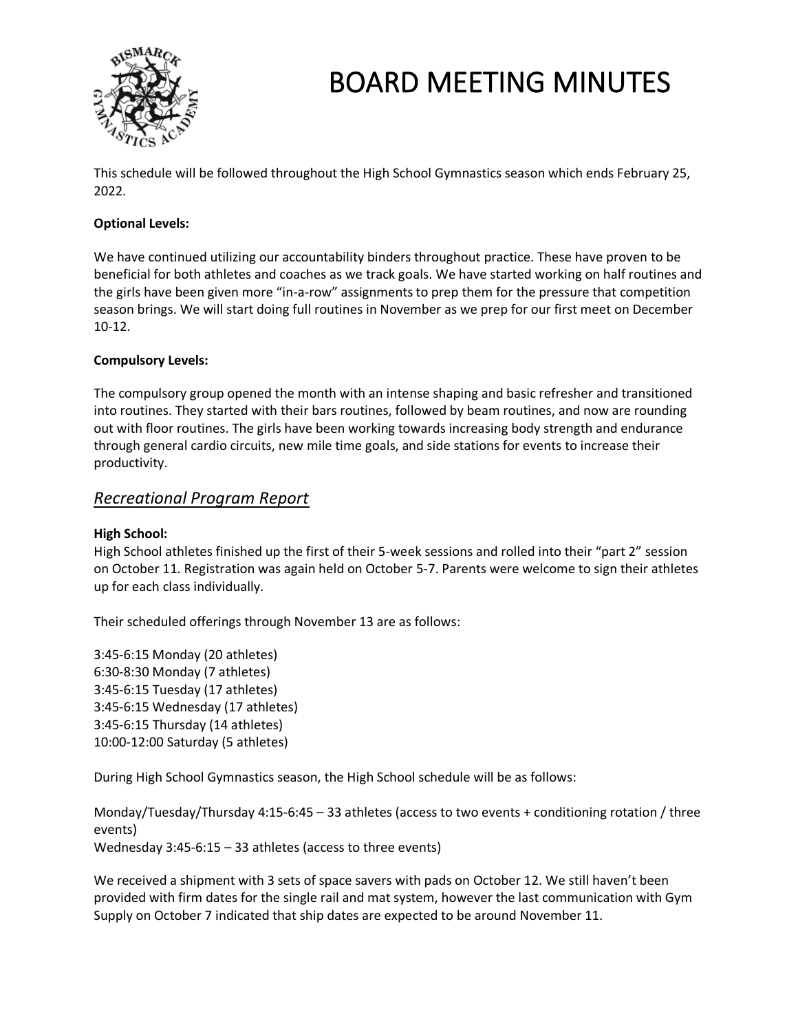This schedule will be followed throughout the High School Gymnastics season which ends February 25, 2022.

**Optional Levels:**

We have continued utilizing our accountability binders throughout practice. These have proven to be beneficial for both athletes and coaches as we track goals. We have started working on half routines and the girls have been given more "in-a-row" assignments to prep them for the pressure that competition season brings. We will start doing full routines in November as we prep for our first meet on December 10-12.

**Compulsory Levels:**

The compulsory group opened the month with an intense shaping and basic refresher and transitioned into routines. They started with their bars routines, followed by beam routines, and now are rounding out with floor routines. The girls have been working towards increasing body strength and endurance through general cardio circuits, new mile time goals, and side stations for events to increase their productivity.

## *Recreational Program Report*

**High School:**
High School athletes finished up the first of their 5-week sessions and rolled into their "part 2" session on October 11. Registration was again held on October 5-7. Parents were welcome to sign their athletes up for each class individually.

Their scheduled offerings through November 13 are as follows:

3:45-6:15 Monday (20 athletes)
6:30-8:30 Monday (7 athletes)
3:45-6:15 Tuesday (17 athletes)
3:45-6:15 Wednesday (17 athletes)
3:45-6:15 Thursday (14 athletes)
10:00-12:00 Saturday (5 athletes)

During High School Gymnastics season, the High School schedule will be as follows:

Monday/Tuesday/Thursday 4:15-6:45 – 33 athletes (access to two events + conditioning rotation / three events)
Wednesday 3:45-6:15 – 33 athletes (access to three events)

We received a shipment with 3 sets of space savers with pads on October 12. We still haven't been provided with firm dates for the single rail and mat system, however the last communication with Gym Supply on October 7 indicated that ship dates are expected to be around November 11.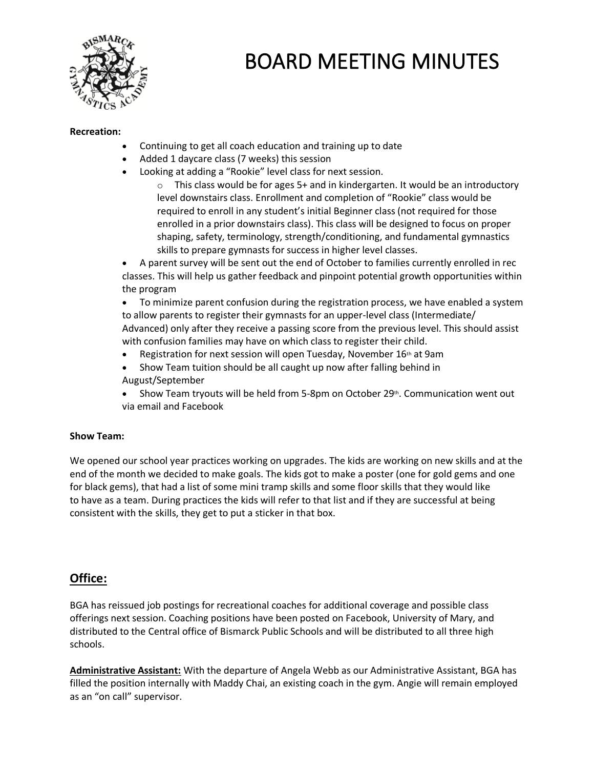# BOARD MEETING MINUTES

**Recreation:**

- Continuing to get all coach education and training up to date
- Added 1 daycare class (7 weeks) this session
- Looking at adding a "Rookie" level class for next session.
  - This class would be for ages 5+ and in kindergarten. It would be an introductory level downstairs class. Enrollment and completion of "Rookie" class would be required to enroll in any student's initial Beginner class (not required for those enrolled in a prior downstairs class). This class will be designed to focus on proper shaping, safety, terminology, strength/conditioning, and fundamental gymnastics skills to prepare gymnasts for success in higher level classes.
- A parent survey will be sent out the end of October to families currently enrolled in rec classes. This will help us gather feedback and pinpoint potential growth opportunities within the program
- To minimize parent confusion during the registration process, we have enabled a system to allow parents to register their gymnasts for an upper-level class (Intermediate/ Advanced) only after they receive a passing score from the previous level. This should assist with confusion families may have on which class to register their child.
- Registration for next session will open Tuesday, November 16th at 9am
- Show Team tuition should be all caught up now after falling behind in August/September
- Show Team tryouts will be held from 5-8pm on October 29th. Communication went out via email and Facebook

**Show Team:**

We opened our school year practices working on upgrades. The kids are working on new skills and at the end of the month we decided to make goals. The kids got to make a poster (one for gold gems and one for black gems), that had a list of some mini tramp skills and some floor skills that they would like to have as a team. During practices the kids will refer to that list and if they are successful at being consistent with the skills, they get to put a sticker in that box.

## Office:

BGA has reissued job postings for recreational coaches for additional coverage and possible class offerings next session. Coaching positions have been posted on Facebook, University of Mary, and distributed to the Central office of Bismarck Public Schools and will be distributed to all three high schools.

**Administrative Assistant:** With the departure of Angela Webb as our Administrative Assistant, BGA has filled the position internally with Maddy Chai, an existing coach in the gym. Angie will remain employed as an "on call" supervisor.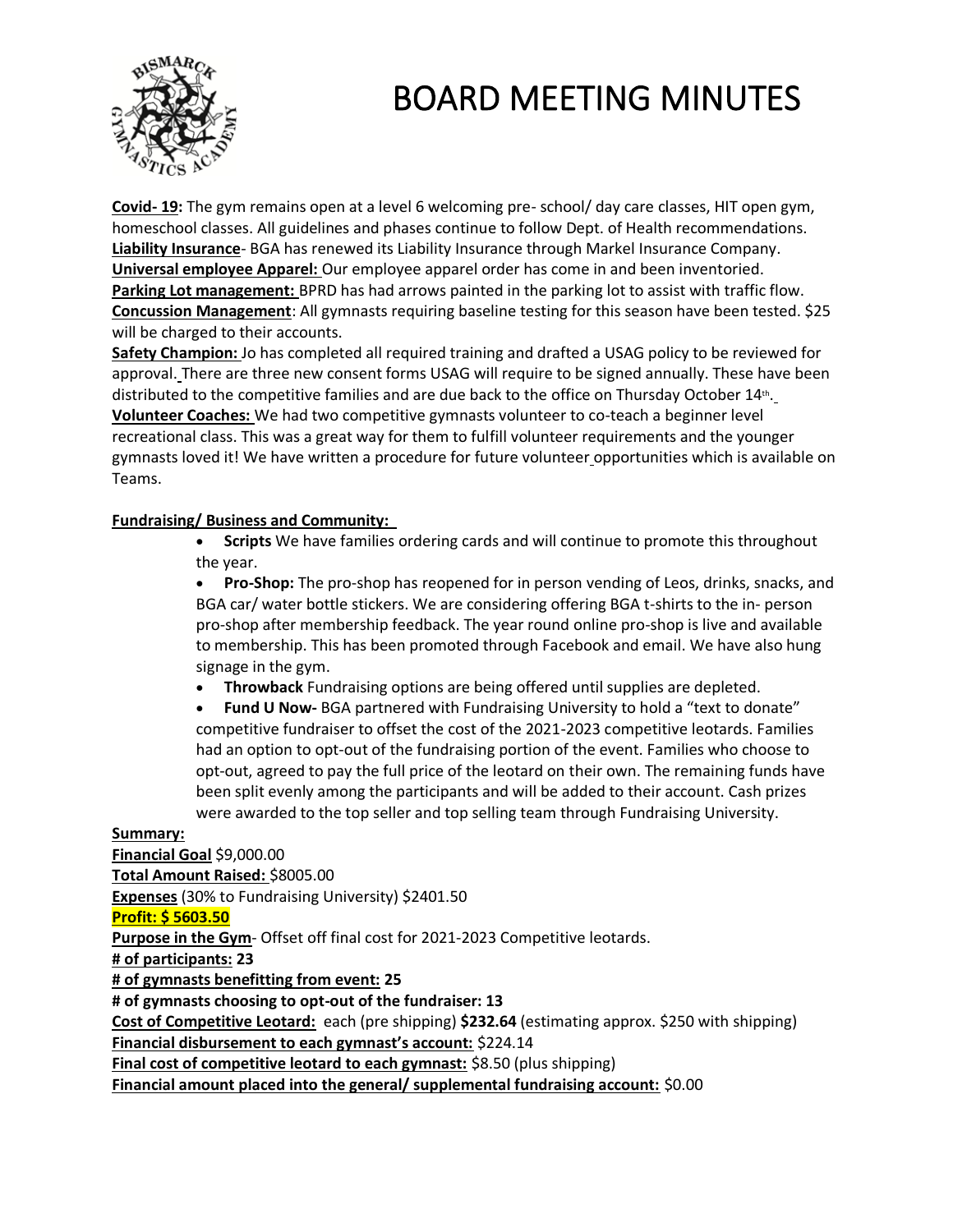# BOARD MEETING MINUTES

**Covid- 19:** The gym remains open at a level 6 welcoming pre- school/ day care classes, HIT open gym, homeschool classes. All guidelines and phases continue to follow Dept. of Health recommendations.
**Liability Insurance**- BGA has renewed its Liability Insurance through Markel Insurance Company.
**Universal employee Apparel:** Our employee apparel order has come in and been inventoried.
**Parking Lot management:** BPRD has had arrows painted in the parking lot to assist with traffic flow.
**Concussion Management**: All gymnasts requiring baseline testing for this season have been tested. $25 will be charged to their accounts.
**Safety Champion:** Jo has completed all required training and drafted a USAG policy to be reviewed for approval. There are three new consent forms USAG will require to be signed annually. These have been distributed to the competitive families and are due back to the office on Thursday October 14th.
**Volunteer Coaches:** We had two competitive gymnasts volunteer to co-teach a beginner level recreational class. This was a great way for them to fulfill volunteer requirements and the younger gymnasts loved it! We have written a procedure for future volunteer opportunities which is available on Teams.

**Fundraising/ Business and Community:**

- **Scripts** We have families ordering cards and will continue to promote this throughout the year.
- **Pro-Shop:** The pro-shop has reopened for in person vending of Leos, drinks, snacks, and BGA car/ water bottle stickers. We are considering offering BGA t-shirts to the in- person pro-shop after membership feedback. The year round online pro-shop is live and available to membership. This has been promoted through Facebook and email. We have also hung signage in the gym.
- **Throwback** Fundraising options are being offered until supplies are depleted.
- **Fund U Now-** BGA partnered with Fundraising University to hold a "text to donate" competitive fundraiser to offset the cost of the 2021-2023 competitive leotards. Families had an option to opt-out of the fundraising portion of the event. Families who choose to opt-out, agreed to pay the full price of the leotard on their own. The remaining funds have been split evenly among the participants and will be added to their account. Cash prizes were awarded to the top seller and top selling team through Fundraising University.

**Summary:**
**Financial Goal** $9,000.00
**Total Amount Raised:** $8005.00
**Expenses** (30% to Fundraising University) $2401.50
**Profit: $ 5603.50**
**Purpose in the Gym**- Offset off final cost for 2021-2023 Competitive leotards.
**# of participants: 23**
**# of gymnasts benefitting from event: 25**
**# of gymnasts choosing to opt-out of the fundraiser: 13**
**Cost of Competitive Leotard:** each (pre shipping) **$232.64** (estimating approx. $250 with shipping)
**Financial disbursement to each gymnast's account:** $224.14
**Final cost of competitive leotard to each gymnast:** $8.50 (plus shipping)
**Financial amount placed into the general/ supplemental fundraising account:** $0.00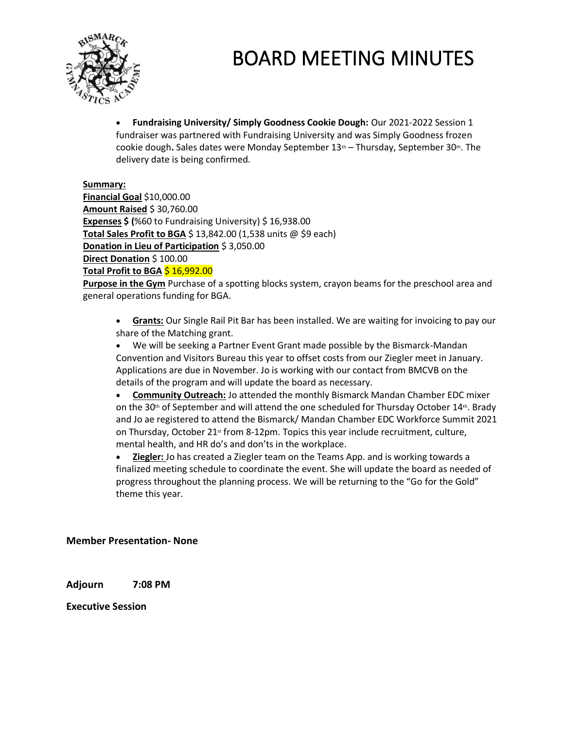- **Fundraising University/ Simply Goodness Cookie Dough:** Our 2021-2022 Session 1 fundraiser was partnered with Fundraising University and was Simply Goodness frozen cookie dough**.** Sales dates were Monday September 13th – Thursday, September 30th. The delivery date is being confirmed.

**Summary:**
**Financial Goal** $10,000.00
**Amount Raised** $ 30,760.00
**Expenses $ (**%60 to Fundraising University) $ 16,938.00
**Total Sales Profit to BGA** $ 13,842.00 (1,538 units @ $9 each)
**Donation in Lieu of Participation** $ 3,050.00
**Direct Donation** $ 100.00
**Total Profit to BGA** $ 16,992.00
**Purpose in the Gym** Purchase of a spotting blocks system, crayon beams for the preschool area and general operations funding for BGA.

- **Grants:** Our Single Rail Pit Bar has been installed. We are waiting for invoicing to pay our share of the Matching grant.
- We will be seeking a Partner Event Grant made possible by the Bismarck-Mandan Convention and Visitors Bureau this year to offset costs from our Ziegler meet in January. Applications are due in November. Jo is working with our contact from BMCVB on the details of the program and will update the board as necessary.
- **Community Outreach:** Jo attended the monthly Bismarck Mandan Chamber EDC mixer on the 30th of September and will attend the one scheduled for Thursday October 14th. Brady and Jo ae registered to attend the Bismarck/ Mandan Chamber EDC Workforce Summit 2021 on Thursday, October 21st from 8-12pm. Topics this year include recruitment, culture, mental health, and HR do's and don'ts in the workplace.
- **Ziegler:** Jo has created a Ziegler team on the Teams App. and is working towards a finalized meeting schedule to coordinate the event. She will update the board as needed of progress throughout the planning process. We will be returning to the "Go for the Gold" theme this year.

**Member Presentation- None**

**Adjourn 7:08 PM**

**Executive Session**